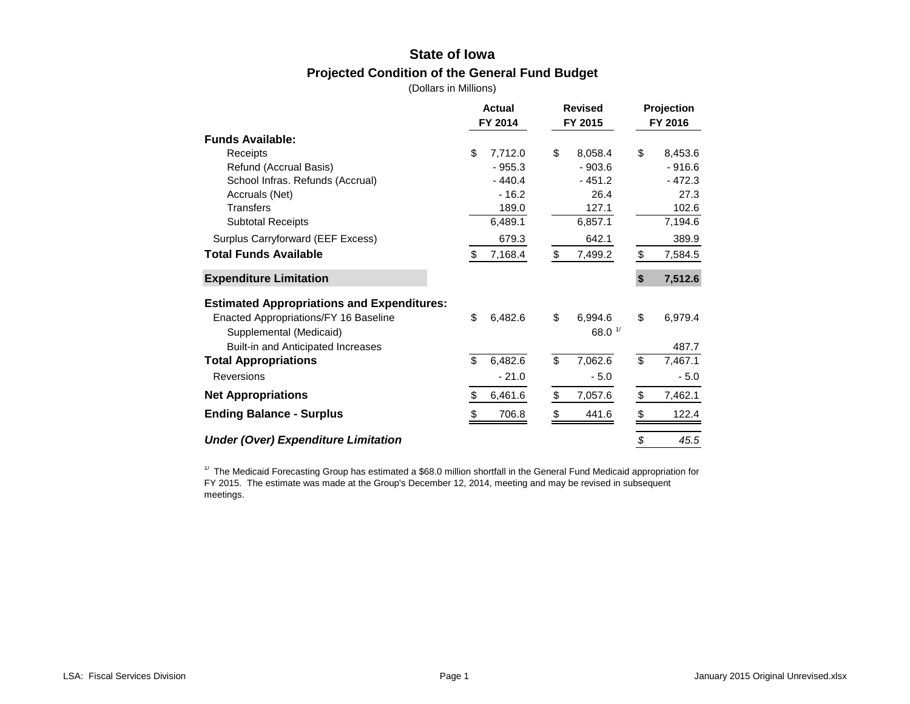# State of Iowa

## Projected Condition of the General Fund Budget

(Dollars in Millions)

| | Actual FY 2014 | Revised FY 2015 | Projection FY 2016 |
|---|---|---|---|
| **Funds Available:** | | | |
| Receipts | $ 7,712.0 | $ 8,058.4 | $ 8,453.6 |
| Refund (Accrual Basis) | - 955.3 | - 903.6 | - 916.6 |
| School Infras. Refunds (Accrual) | - 440.4 | - 451.2 | - 472.3 |
| Accruals (Net) | - 16.2 | 26.4 | 27.3 |
| Transfers | 189.0 | 127.1 | 102.6 |
| Subtotal Receipts | 6,489.1 | 6,857.1 | 7,194.6 |
| Surplus Carryforward (EEF Excess) | 679.3 | 642.1 | 389.9 |
| **Total Funds Available** | $ 7,168.4 | $ 7,499.2 | $ 7,584.5 |
| **Expenditure Limitation** | | | **$ 7,512.6** |
| **Estimated Appropriations and Expenditures:** | | | |
| Enacted Appropriations/FY 16 Baseline | $ 6,482.6 | $ 6,994.6 | $ 6,979.4 |
| Supplemental (Medicaid) | | 68.0 [1/] | |
| Built-in and Anticipated Increases | | | 487.7 |
| **Total Appropriations** | $ 6,482.6 | $ 7,062.6 | $ 7,467.1 |
| Reversions | - 21.0 | - 5.0 | - 5.0 |
| **Net Appropriations** | $ 6,461.6 | $ 7,057.6 | $ 7,462.1 |
| **Ending Balance - Surplus** | $ 706.8 | $ 441.6 | $ 122.4 |
| ***Under (Over) Expenditure Limitation*** | | | *$ 45.5* |

[1/] The Medicaid Forecasting Group has estimated a $68.0 million shortfall in the General Fund Medicaid appropriation for FY 2015. The estimate was made at the Group's December 12, 2014, meeting and may be revised in subsequent meetings.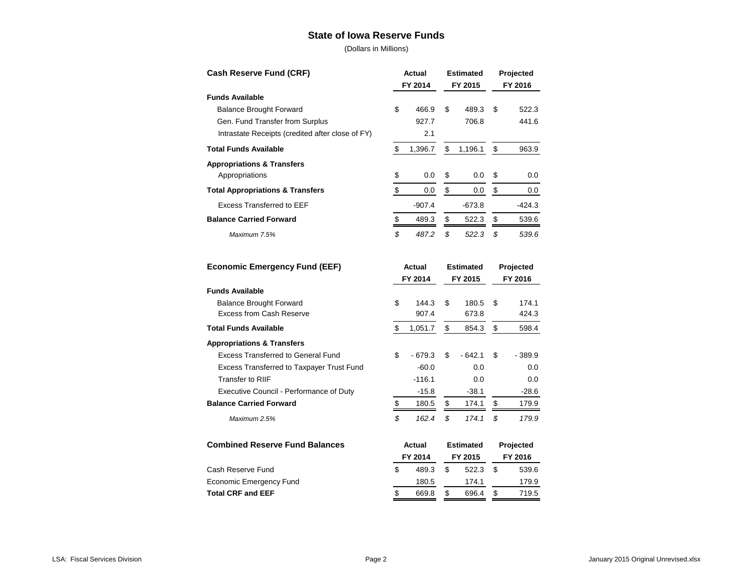# State of Iowa Reserve Funds

(Dollars in Millions)

| Cash Reserve Fund (CRF) | Actual FY 2014 | Estimated FY 2015 | Projected FY 2016 |
|---|---|---|---|
| **Funds Available** | | | |
| Balance Brought Forward | $ 466.9 | $ 489.3 | $ 522.3 |
| Gen. Fund Transfer from Surplus | 927.7 | 706.8 | 441.6 |
| Intrastate Receipts (credited after close of FY) | 2.1 | | |
| **Total Funds Available** | $ 1,396.7 | $ 1,196.1 | $ 963.9 |
| **Appropriations & Transfers** | | | |
| Appropriations | $ 0.0 | $ 0.0 | $ 0.0 |
| **Total Appropriations & Transfers** | $ 0.0 | $ 0.0 | $ 0.0 |
| Excess Transferred to EEF | -907.4 | -673.8 | -424.3 |
| **Balance Carried Forward** | $ 489.3 | $ 522.3 | $ 539.6 |
| *Maximum 7.5%* | *$ 487.2* | *$ 522.3* | *$ 539.6* |

| Economic Emergency Fund (EEF) | Actual FY 2014 | Estimated FY 2015 | Projected FY 2016 |
|---|---|---|---|
| **Funds Available** | | | |
| Balance Brought Forward | $ 144.3 | $ 180.5 | $ 174.1 |
| Excess from Cash Reserve | 907.4 | 673.8 | 424.3 |
| **Total Funds Available** | $ 1,051.7 | $ 854.3 | $ 598.4 |
| **Appropriations & Transfers** | | | |
| Excess Transferred to General Fund | $ - 679.3 | $ - 642.1 | $ - 389.9 |
| Excess Transferred to Taxpayer Trust Fund | -60.0 | 0.0 | 0.0 |
| Transfer to RIIF | -116.1 | 0.0 | 0.0 |
| Executive Council - Performance of Duty | -15.8 | -38.1 | -28.6 |
| **Balance Carried Forward** | $ 180.5 | $ 174.1 | $ 179.9 |
| *Maximum 2.5%* | *$ 162.4* | *$ 174.1* | *$ 179.9* |

| Combined Reserve Fund Balances | Actual FY 2014 | Estimated FY 2015 | Projected FY 2016 |
|---|---|---|---|
| Cash Reserve Fund | $ 489.3 | $ 522.3 | $ 539.6 |
| Economic Emergency Fund | 180.5 | 174.1 | 179.9 |
| **Total CRF and EEF** | $ 669.8 | $ 696.4 | $ 719.5 |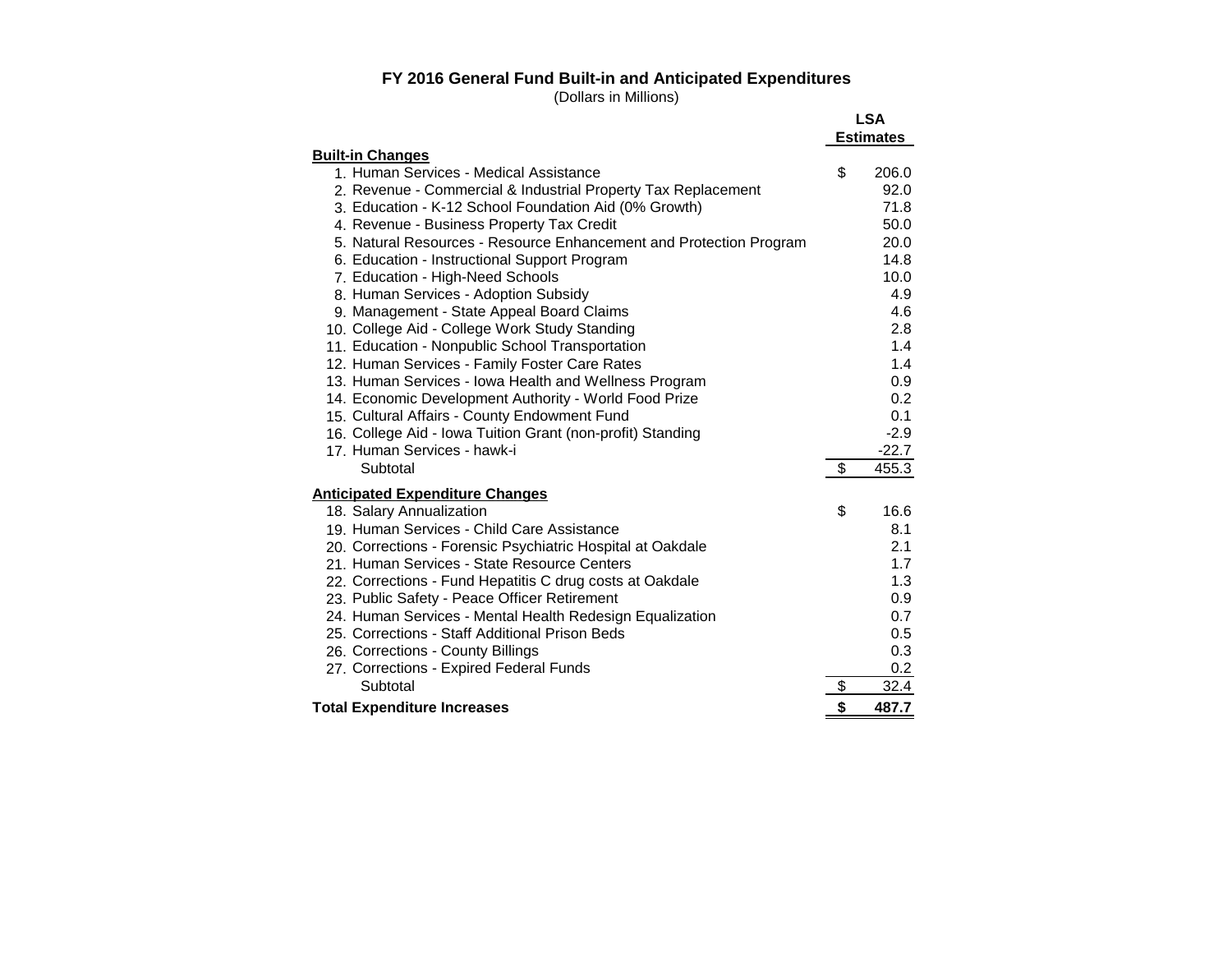**FY 2016 General Fund Built-in and Anticipated Expenditures**

(Dollars in Millions)

| | LSA Estimates |
|---|---|
| **Built-in Changes** | |
| 1. Human Services - Medical Assistance | $ 206.0 |
| 2. Revenue - Commercial & Industrial Property Tax Replacement | 92.0 |
| 3. Education - K-12 School Foundation Aid (0% Growth) | 71.8 |
| 4. Revenue - Business Property Tax Credit | 50.0 |
| 5. Natural Resources - Resource Enhancement and Protection Program | 20.0 |
| 6. Education - Instructional Support Program | 14.8 |
| 7. Education - High-Need Schools | 10.0 |
| 8. Human Services - Adoption Subsidy | 4.9 |
| 9. Management - State Appeal Board Claims | 4.6 |
| 10. College Aid - College Work Study Standing | 2.8 |
| 11. Education - Nonpublic School Transportation | 1.4 |
| 12. Human Services - Family Foster Care Rates | 1.4 |
| 13. Human Services - Iowa Health and Wellness Program | 0.9 |
| 14. Economic Development Authority - World Food Prize | 0.2 |
| 15. Cultural Affairs - County Endowment Fund | 0.1 |
| 16. College Aid - Iowa Tuition Grant (non-profit) Standing | -2.9 |
| 17. Human Services - hawk-i | -22.7 |
| Subtotal | $ 455.3 |
| **Anticipated Expenditure Changes** | |
| 18. Salary Annualization | $ 16.6 |
| 19. Human Services - Child Care Assistance | 8.1 |
| 20. Corrections - Forensic Psychiatric Hospital at Oakdale | 2.1 |
| 21. Human Services - State Resource Centers | 1.7 |
| 22. Corrections - Fund Hepatitis C drug costs at Oakdale | 1.3 |
| 23. Public Safety - Peace Officer Retirement | 0.9 |
| 24. Human Services - Mental Health Redesign Equalization | 0.7 |
| 25. Corrections - Staff Additional Prison Beds | 0.5 |
| 26. Corrections - County Billings | 0.3 |
| 27. Corrections - Expired Federal Funds | 0.2 |
| Subtotal | $ 32.4 |
| **Total Expenditure Increases** | **$ 487.7** |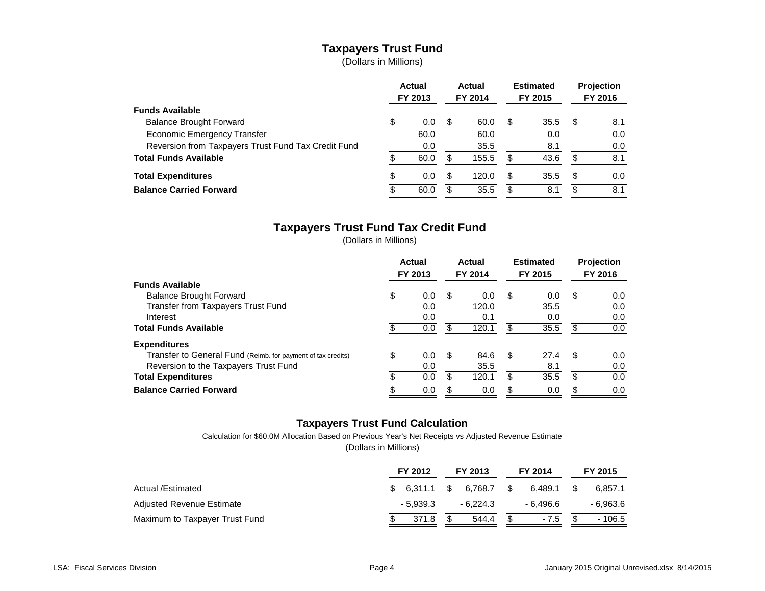## Taxpayers Trust Fund

(Dollars in Millions)

| | Actual FY 2013 | Actual FY 2014 | Estimated FY 2015 | Projection FY 2016 |
|---|---|---|---|---|
| **Funds Available** | | | | |
| Balance Brought Forward | $ 0.0 | $ 60.0 | $ 35.5 | $ 8.1 |
| Economic Emergency Transfer | 60.0 | 60.0 | 0.0 | 0.0 |
| Reversion from Taxpayers Trust Fund Tax Credit Fund | 0.0 | 35.5 | 8.1 | 0.0 |
| **Total Funds Available** | $ 60.0 | $ 155.5 | $ 43.6 | $ 8.1 |
| **Total Expenditures** | $ 0.0 | $ 120.0 | $ 35.5 | $ 0.0 |
| **Balance Carried Forward** | $ 60.0 | $ 35.5 | $ 8.1 | $ 8.1 |

## Taxpayers Trust Fund Tax Credit Fund

(Dollars in Millions)

| | Actual FY 2013 | Actual FY 2014 | Estimated FY 2015 | Projection FY 2016 |
|---|---|---|---|---|
| **Funds Available** | | | | |
| Balance Brought Forward | $ 0.0 | $ 0.0 | $ 0.0 | $ 0.0 |
| Transfer from Taxpayers Trust Fund | 0.0 | 120.0 | 35.5 | 0.0 |
| Interest | 0.0 | 0.1 | 0.0 | 0.0 |
| **Total Funds Available** | $ 0.0 | $ 120.1 | $ 35.5 | $ 0.0 |
| **Expenditures** | | | | |
| Transfer to General Fund (Reimb. for payment of tax credits) | $ 0.0 | $ 84.6 | $ 27.4 | $ 0.0 |
| Reversion to the Taxpayers Trust Fund | 0.0 | 35.5 | 8.1 | 0.0 |
| **Total Expenditures** | $ 0.0 | $ 120.1 | $ 35.5 | $ 0.0 |
| **Balance Carried Forward** | $ 0.0 | $ 0.0 | $ 0.0 | $ 0.0 |

## Taxpayers Trust Fund Calculation

Calculation for $60.0M Allocation Based on Previous Year's Net Receipts vs Adjusted Revenue Estimate

(Dollars in Millions)

| | FY 2012 | FY 2013 | FY 2014 | FY 2015 |
|---|---|---|---|---|
| Actual /Estimated | $ 6,311.1 | $ 6,768.7 | $ 6,489.1 | $ 6,857.1 |
| Adjusted Revenue Estimate | - 5,939.3 | - 6,224.3 | - 6,496.6 | - 6,963.6 |
| Maximum to Taxpayer Trust Fund | $ 371.8 | $ 544.4 | $ - 7.5 | $ - 106.5 |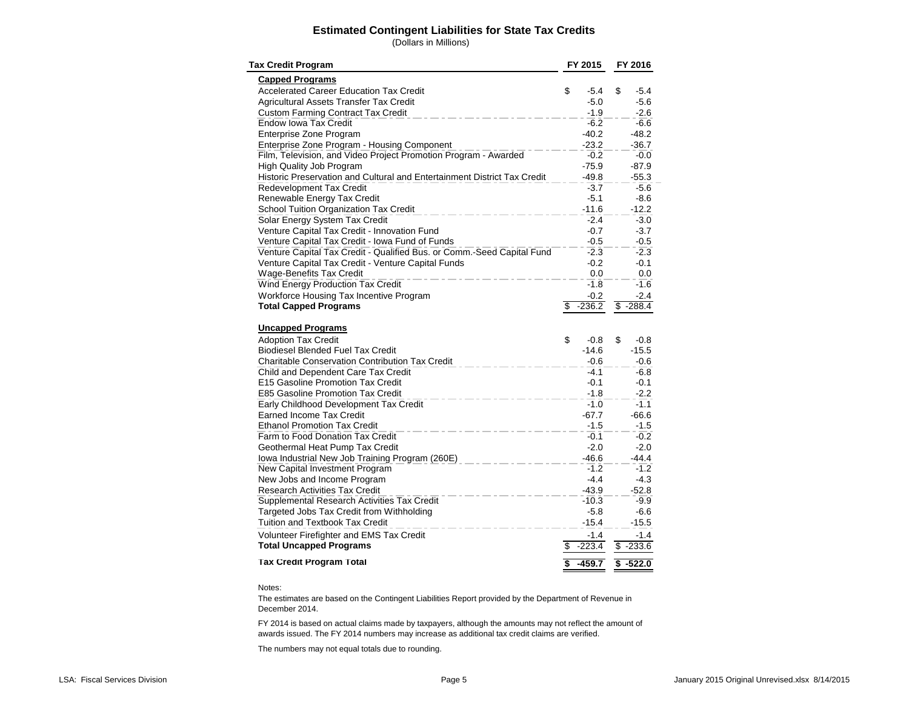## Estimated Contingent Liabilities for State Tax Credits

(Dollars in Millions)

| Tax Credit Program | FY 2015 | FY 2016 |
|---|---|---|
| **Capped Programs** | | |
| Accelerated Career Education Tax Credit | $ -5.4 | $ -5.4 |
| Agricultural Assets Transfer Tax Credit | -5.0 | -5.6 |
| Custom Farming Contract Tax Credit | -1.9 | -2.6 |
| Endow Iowa Tax Credit | -6.2 | -6.6 |
| Enterprise Zone Program | -40.2 | -48.2 |
| Enterprise Zone Program - Housing Component | -23.2 | -36.7 |
| Film, Television, and Video Project Promotion Program - Awarded | -0.2 | -0.0 |
| High Quality Job Program | -75.9 | -87.9 |
| Historic Preservation and Cultural and Entertainment District Tax Credit | -49.8 | -55.3 |
| Redevelopment Tax Credit | -3.7 | -5.6 |
| Renewable Energy Tax Credit | -5.1 | -8.6 |
| School Tuition Organization Tax Credit | -11.6 | -12.2 |
| Solar Energy System Tax Credit | -2.4 | -3.0 |
| Venture Capital Tax Credit - Innovation Fund | -0.7 | -3.7 |
| Venture Capital Tax Credit - Iowa Fund of Funds | -0.5 | -0.5 |
| Venture Capital Tax Credit - Qualified Bus. or Comm.-Seed Capital Fund | -2.3 | -2.3 |
| Venture Capital Tax Credit - Venture Capital Funds | -0.2 | -0.1 |
| Wage-Benefits Tax Credit | 0.0 | 0.0 |
| Wind Energy Production Tax Credit | -1.8 | -1.6 |
| Workforce Housing Tax Incentive Program | -0.2 | -2.4 |
| **Total Capped Programs** | **$ -236.2** | **$ -288.4** |
| | | |
| **Uncapped Programs** | | |
| Adoption Tax Credit | $ -0.8 | $ -0.8 |
| Biodiesel Blended Fuel Tax Credit | -14.6 | -15.5 |
| Charitable Conservation Contribution Tax Credit | -0.6 | -0.6 |
| Child and Dependent Care Tax Credit | -4.1 | -6.8 |
| E15 Gasoline Promotion Tax Credit | -0.1 | -0.1 |
| E85 Gasoline Promotion Tax Credit | -1.8 | -2.2 |
| Early Childhood Development Tax Credit | -1.0 | -1.1 |
| Earned Income Tax Credit | -67.7 | -66.6 |
| Ethanol Promotion Tax Credit | -1.5 | -1.5 |
| Farm to Food Donation Tax Credit | -0.1 | -0.2 |
| Geothermal Heat Pump Tax Credit | -2.0 | -2.0 |
| Iowa Industrial New Job Training Program (260E) | -46.6 | -44.4 |
| New Capital Investment Program | -1.2 | -1.2 |
| New Jobs and Income Program | -4.4 | -4.3 |
| Research Activities Tax Credit | -43.9 | -52.8 |
| Supplemental Research Activities Tax Credit | -10.3 | -9.9 |
| Targeted Jobs Tax Credit from Withholding | -5.8 | -6.6 |
| Tuition and Textbook Tax Credit | -15.4 | -15.5 |
| Volunteer Firefighter and EMS Tax Credit | -1.4 | -1.4 |
| **Total Uncapped Programs** | **$ -223.4** | **$ -233.6** |
| | | |
| **Tax Credit Program Total** | **$ -459.7** | **$ -522.0** |

Notes:

The estimates are based on the Contingent Liabilities Report provided by the Department of Revenue in December 2014.

FY 2014 is based on actual claims made by taxpayers, although the amounts may not reflect the amount of awards issued. The FY 2014 numbers may increase as additional tax credit claims are verified.

The numbers may not equal totals due to rounding.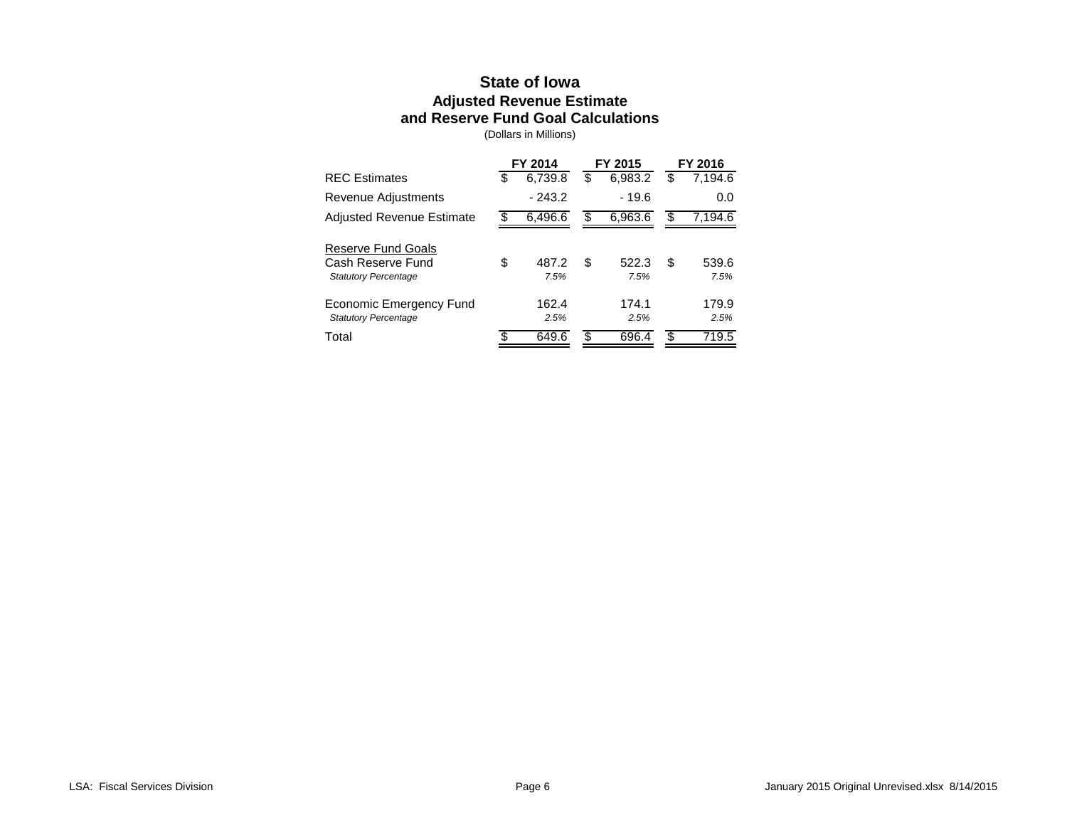# State of Iowa
## Adjusted Revenue Estimate and Reserve Fund Goal Calculations
(Dollars in Millions)

| | FY 2014 | FY 2015 | FY 2016 |
|---|---|---|---|
| REC Estimates | $ 6,739.8 | $ 6,983.2 | $ 7,194.6 |
| Revenue Adjustments | - 243.2 | - 19.6 | 0.0 |
| Adjusted Revenue Estimate | $ 6,496.6 | $ 6,963.6 | $ 7,194.6 |
| Reserve Fund Goals | | | |
| Cash Reserve Fund | $ 487.2 | $ 522.3 | $ 539.6 |
| *Statutory Percentage* | *7.5%* | *7.5%* | *7.5%* |
| Economic Emergency Fund | 162.4 | 174.1 | 179.9 |
| *Statutory Percentage* | *2.5%* | *2.5%* | *2.5%* |
| Total | $ 649.6 | $ 696.4 | $ 719.5 |